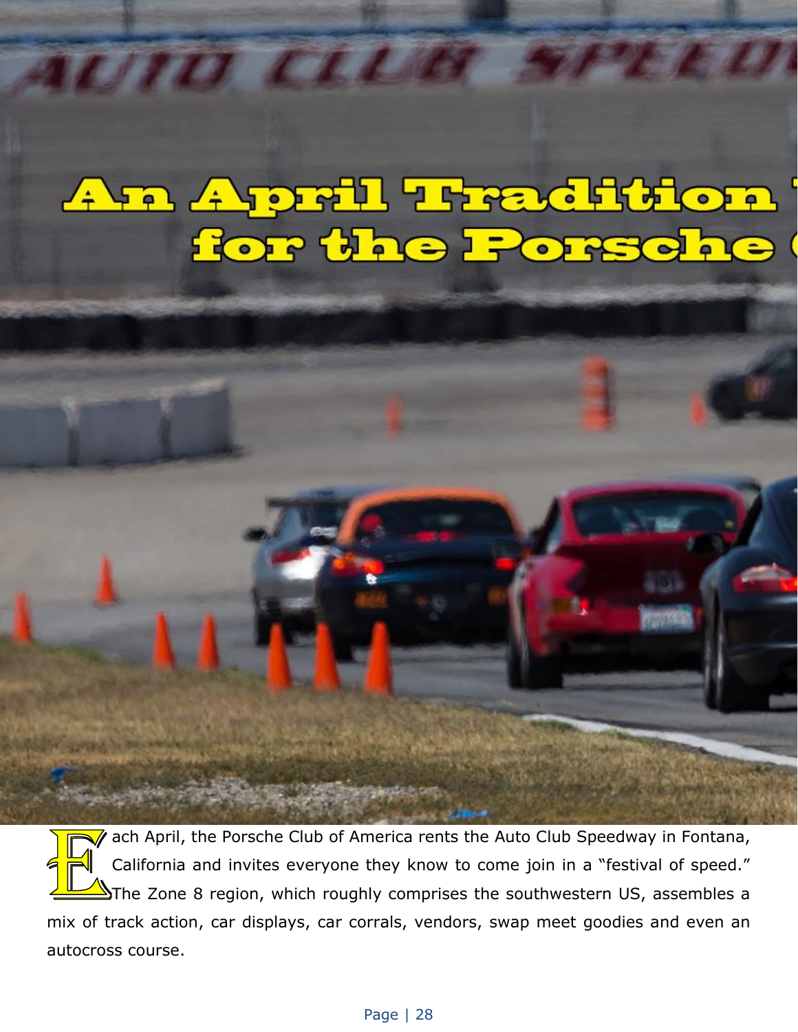# An April Tradition for the Porsche

Each April, the Porsche Club of America rents the Auto Club Speedway in Fontana, California and invites everyone they know to come join in a "festival of speed." The Zone 8 region, which roughly comprises the southwestern US, assembles a mix of track action, car displays, car corrals, vendors, swap meet goodies and even an autocross course.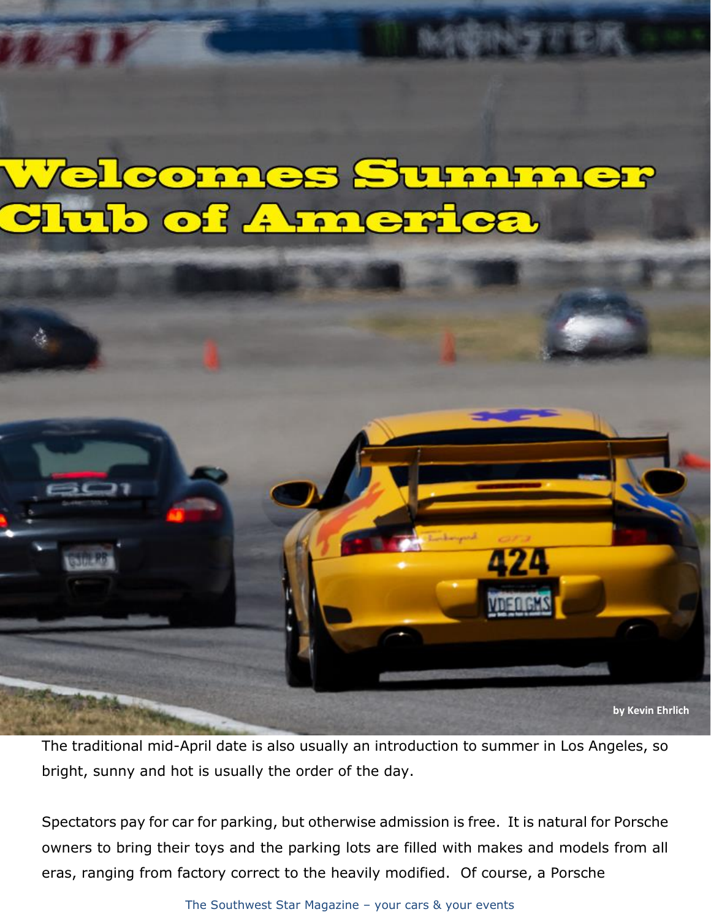# Welcomes Summer Club of America

**by Kevin Ehrlich**

The traditional mid-April date is also usually an introduction to summer in Los Angeles, so bright, sunny and hot is usually the order of the day.

Spectators pay for car for parking, but otherwise admission is free. It is natural for Porsche owners to bring their toys and the parking lots are filled with makes and models from all eras, ranging from factory correct to the heavily modified. Of course, a Porsche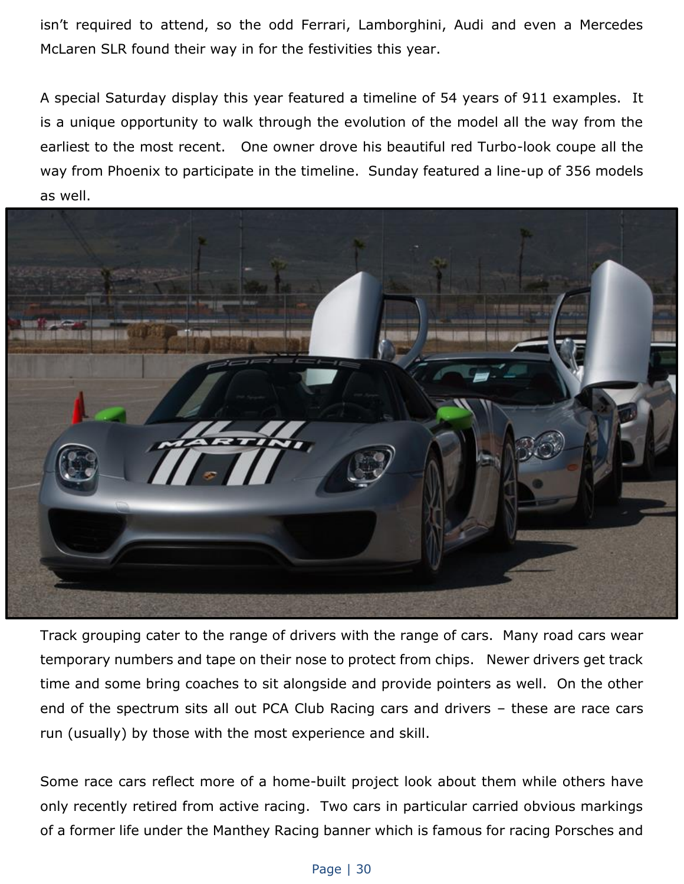isn't required to attend, so the odd Ferrari, Lamborghini, Audi and even a Mercedes McLaren SLR found their way in for the festivities this year.

A special Saturday display this year featured a timeline of 54 years of 911 examples. It is a unique opportunity to walk through the evolution of the model all the way from the earliest to the most recent. One owner drove his beautiful red Turbo-look coupe all the way from Phoenix to participate in the timeline. Sunday featured a line-up of 356 models as well.

Track grouping cater to the range of drivers with the range of cars. Many road cars wear temporary numbers and tape on their nose to protect from chips. Newer drivers get track time and some bring coaches to sit alongside and provide pointers as well. On the other end of the spectrum sits all out PCA Club Racing cars and drivers – these are race cars run (usually) by those with the most experience and skill.

Some race cars reflect more of a home-built project look about them while others have only recently retired from active racing. Two cars in particular carried obvious markings of a former life under the Manthey Racing banner which is famous for racing Porsches and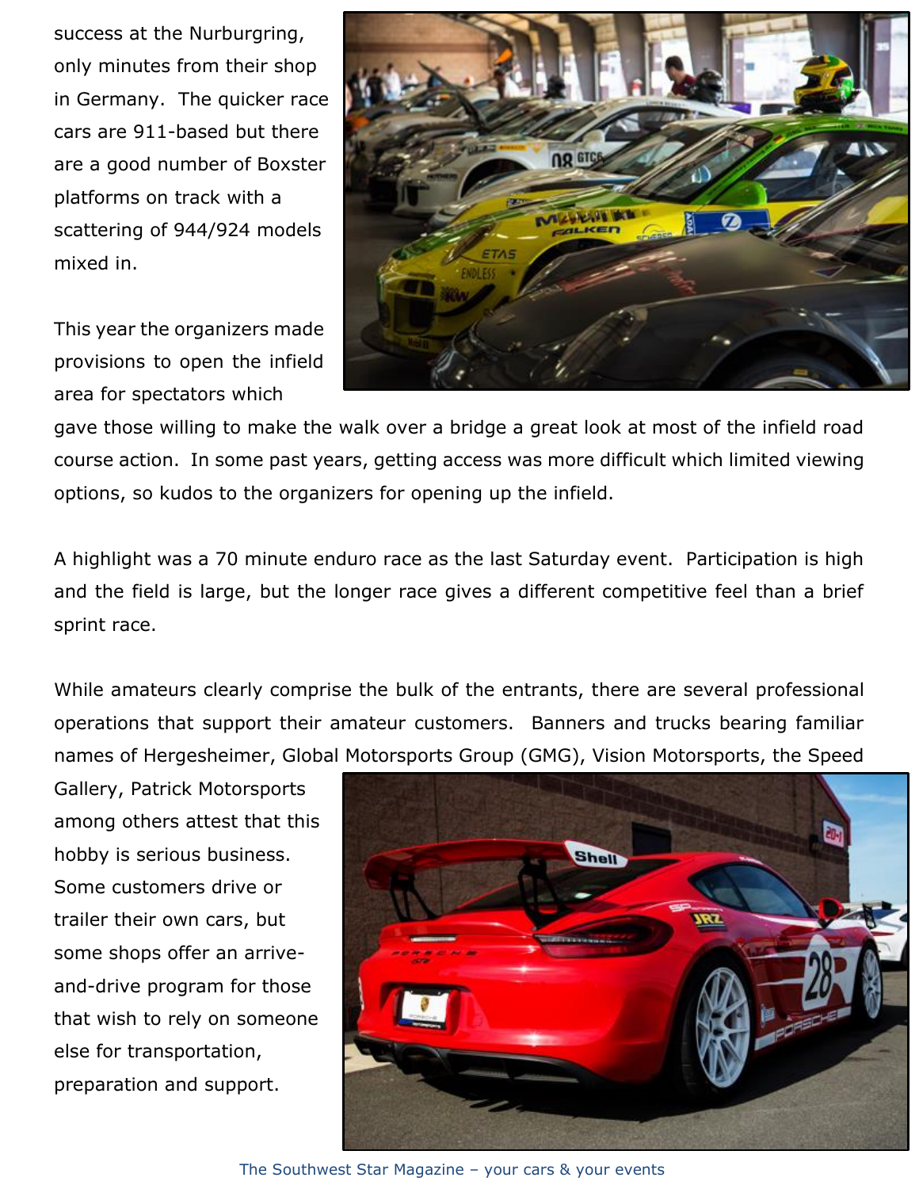success at the Nurburgring, only minutes from their shop in Germany. The quicker race cars are 911-based but there are a good number of Boxster platforms on track with a scattering of 944/924 models mixed in.

This year the organizers made provisions to open the infield area for spectators which gave those willing to make the walk over a bridge a great look at most of the infield road course action. In some past years, getting access was more difficult which limited viewing options, so kudos to the organizers for opening up the infield.

A highlight was a 70 minute enduro race as the last Saturday event. Participation is high and the field is large, but the longer race gives a different competitive feel than a brief sprint race.

While amateurs clearly comprise the bulk of the entrants, there are several professional operations that support their amateur customers. Banners and trucks bearing familiar names of Hergesheimer, Global Motorsports Group (GMG), Vision Motorsports, the Speed Gallery, Patrick Motorsports among others attest that this hobby is serious business. Some customers drive or trailer their own cars, but some shops offer an arrive-and-drive program for those that wish to rely on someone else for transportation, preparation and support.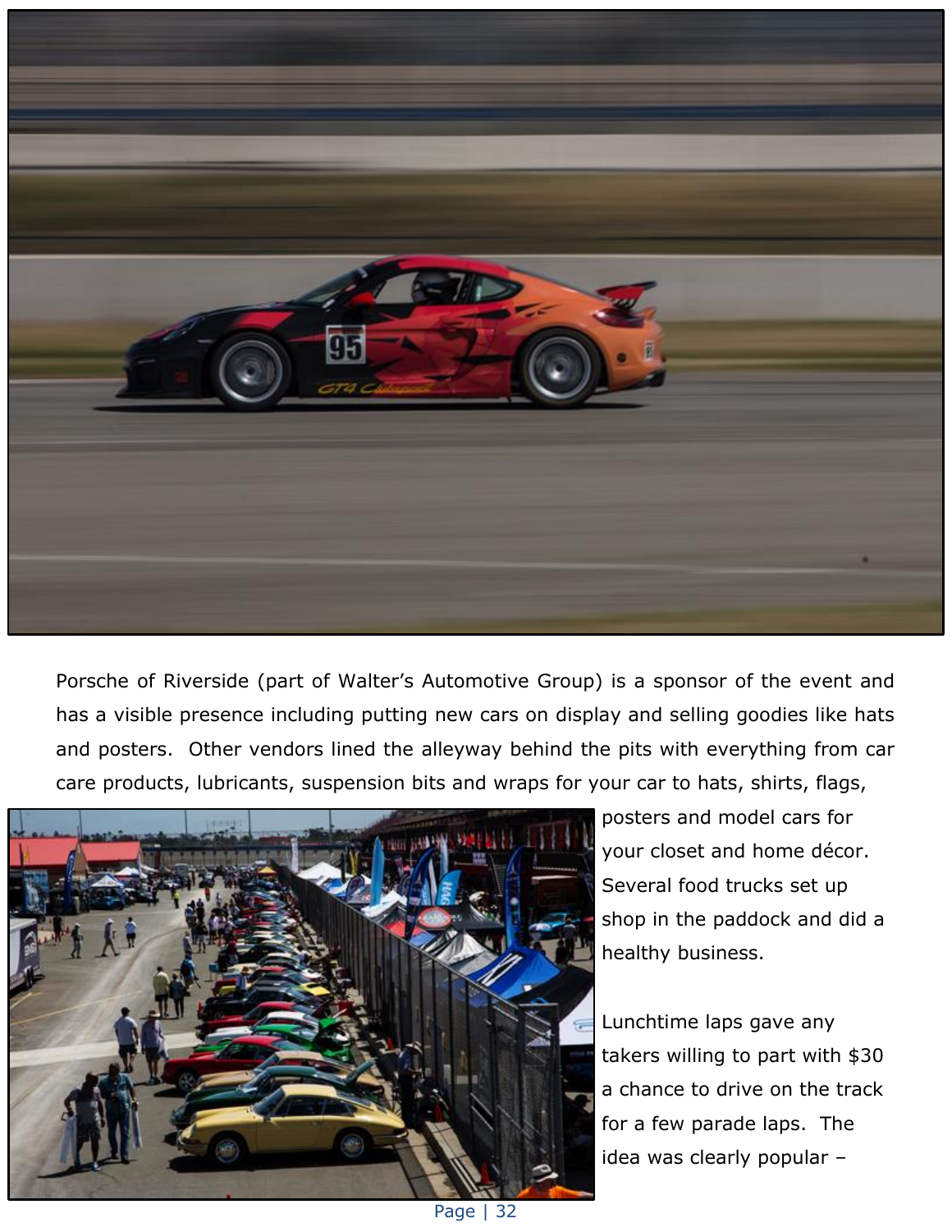Porsche of Riverside (part of Walter's Automotive Group) is a sponsor of the event and has a visible presence including putting new cars on display and selling goodies like hats and posters. Other vendors lined the alleyway behind the pits with everything from car care products, lubricants, suspension bits and wraps for your car to hats, shirts, flags, posters and model cars for your closet and home décor. Several food trucks set up shop in the paddock and did a healthy business.

Lunchtime laps gave any takers willing to part with $30 a chance to drive on the track for a few parade laps. The idea was clearly popular –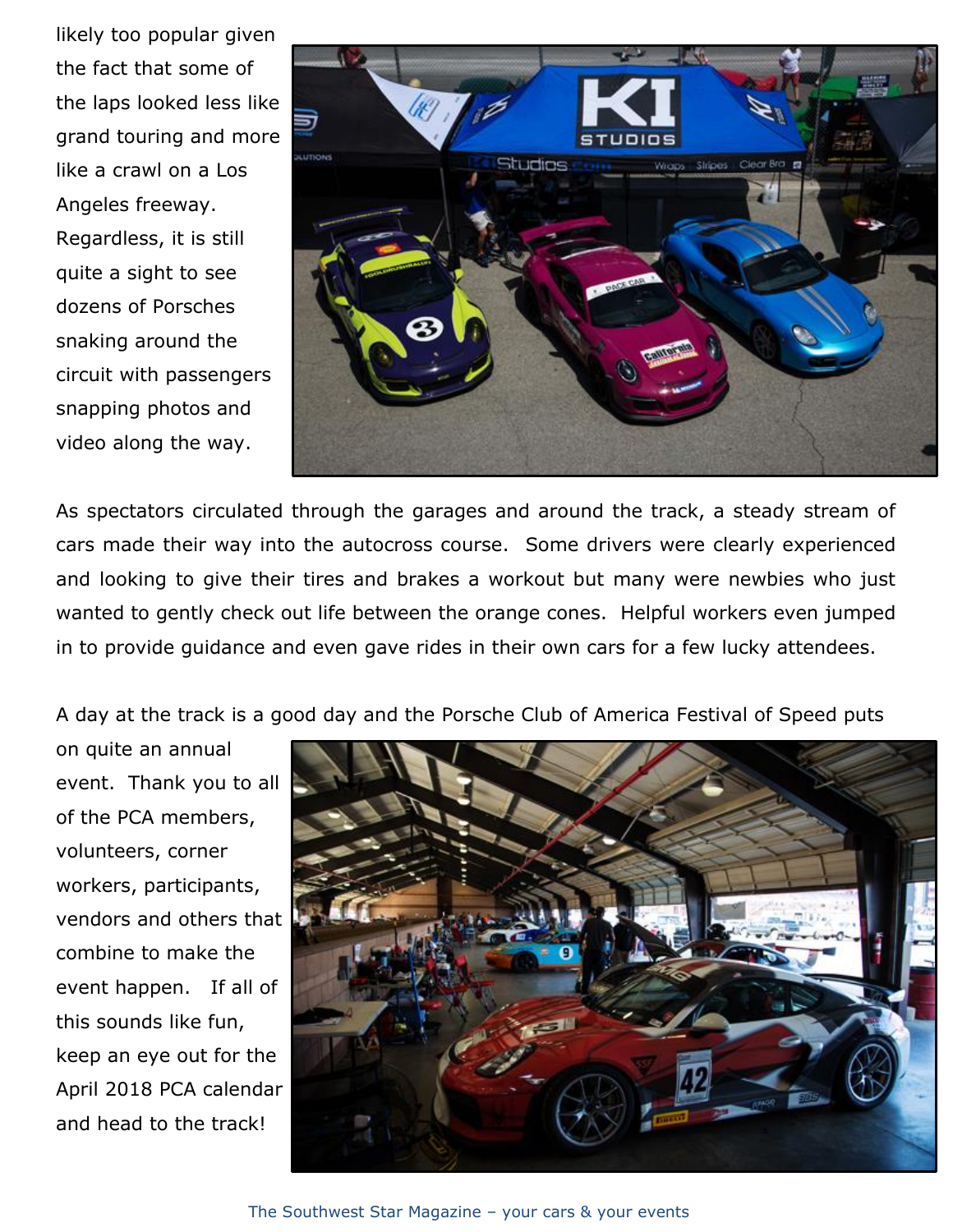likely too popular given the fact that some of the laps looked less like grand touring and more like a crawl on a Los Angeles freeway. Regardless, it is still quite a sight to see dozens of Porsches snaking around the circuit with passengers snapping photos and video along the way.

As spectators circulated through the garages and around the track, a steady stream of cars made their way into the autocross course. Some drivers were clearly experienced and looking to give their tires and brakes a workout but many were newbies who just wanted to gently check out life between the orange cones. Helpful workers even jumped in to provide guidance and even gave rides in their own cars for a few lucky attendees.

A day at the track is a good day and the Porsche Club of America Festival of Speed puts on quite an annual event. Thank you to all of the PCA members, volunteers, corner workers, participants, vendors and others that combine to make the event happen. If all of this sounds like fun, keep an eye out for the April 2018 PCA calendar and head to the track!